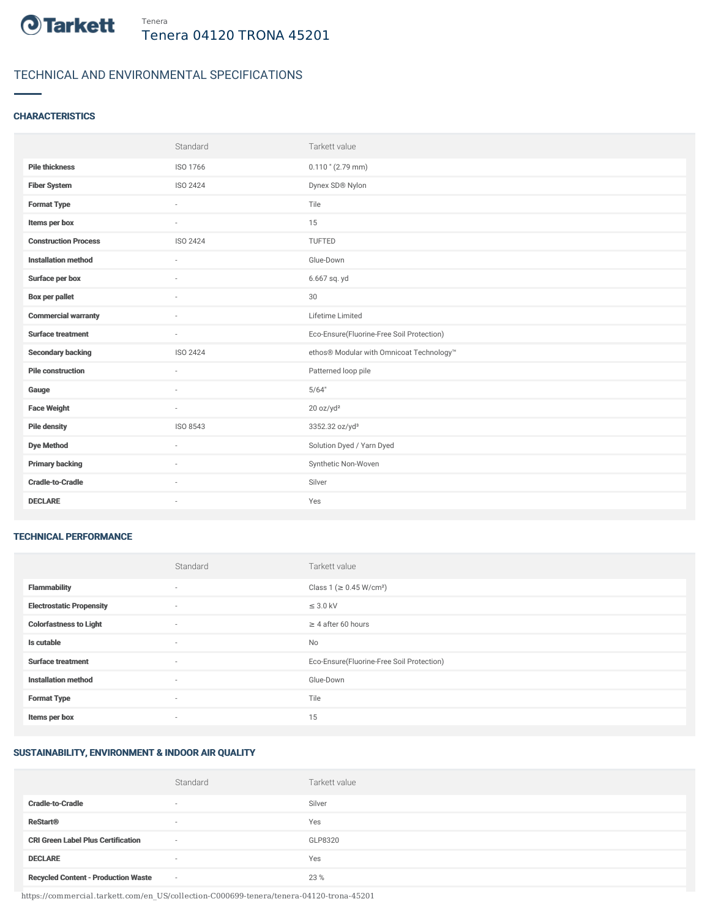Tenera

# Tenera 04120 TRONA 45201

## TECHNICAL AND ENVIRONMENTAL SPECIFICATIONS

### CHARACTERISTICS

| | Standard | Tarkett value |
|---|---|---|
| **Pile thickness** | ISO 1766 | 0.110 " (2.79 mm) |
| **Fiber System** | ISO 2424 | Dynex SD® Nylon |
| **Format Type** | - | Tile |
| **Items per box** | - | 15 |
| **Construction Process** | ISO 2424 | TUFTED |
| **Installation method** | - | Glue-Down |
| **Surface per box** | - | 6.667 sq. yd |
| **Box per pallet** | - | 30 |
| **Commercial warranty** | - | Lifetime Limited |
| **Surface treatment** | - | Eco-Ensure(Fluorine-Free Soil Protection) |
| **Secondary backing** | ISO 2424 | ethos® Modular with Omnicoat Technology™ |
| **Pile construction** | - | Patterned loop pile |
| **Gauge** | - | 5/64" |
| **Face Weight** | - | 20 oz/yd² |
| **Pile density** | ISO 8543 | 3352.32 oz/yd³ |
| **Dye Method** | - | Solution Dyed / Yarn Dyed |
| **Primary backing** | - | Synthetic Non-Woven |
| **Cradle-to-Cradle** | - | Silver |
| **DECLARE** | - | Yes |

### TECHNICAL PERFORMANCE

| | Standard | Tarkett value |
|---|---|---|
| **Flammability** | - | Class 1 (≥ 0.45 W/cm²) |
| **Electrostatic Propensity** | - | ≤ 3.0 kV |
| **Colorfastness to Light** | - | ≥ 4 after 60 hours |
| **Is cutable** | - | No |
| **Surface treatment** | - | Eco-Ensure(Fluorine-Free Soil Protection) |
| **Installation method** | - | Glue-Down |
| **Format Type** | - | Tile |
| **Items per box** | - | 15 |

### SUSTAINABILITY, ENVIRONMENT & INDOOR AIR QUALITY

| | Standard | Tarkett value |
|---|---|---|
| **Cradle-to-Cradle** | - | Silver |
| **ReStart®** | - | Yes |
| **CRI Green Label Plus Certification** | - | GLP8320 |
| **DECLARE** | - | Yes |
| **Recycled Content - Production Waste** | - | 23 % |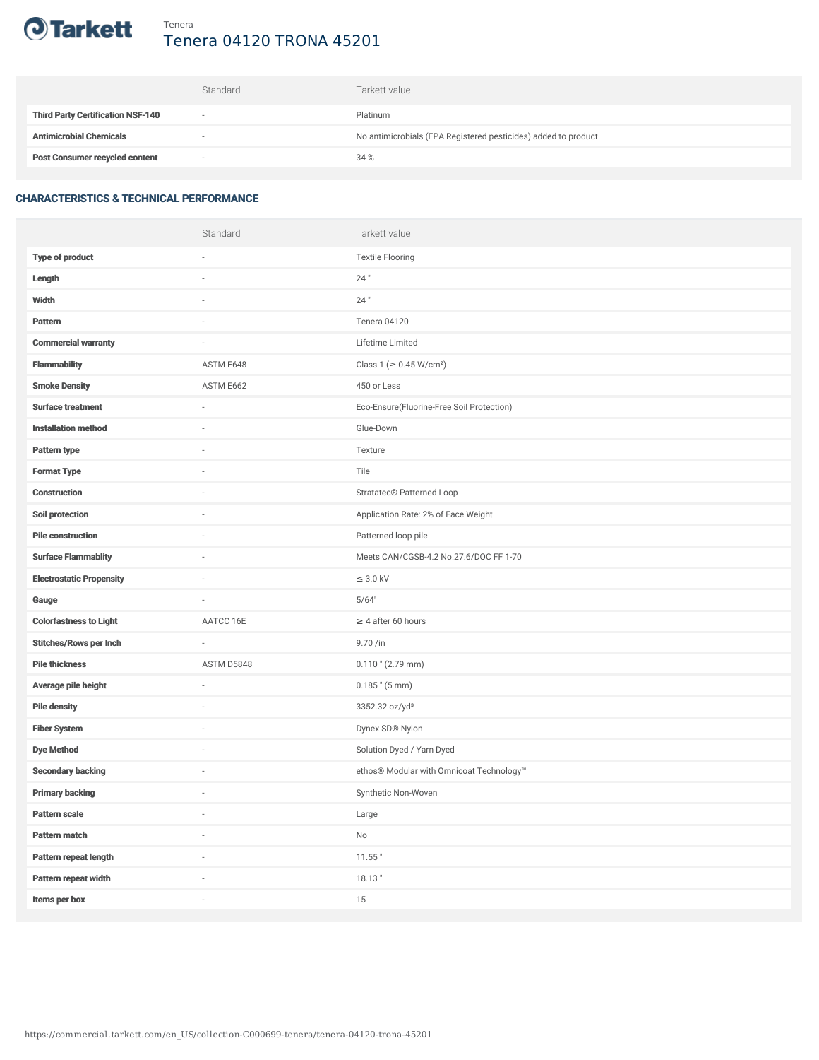Tenera

# Tenera 04120 TRONA 45201

| | Standard | Tarkett value |
|---|---|---|
| **Third Party Certification NSF-140** | - | Platinum |
| **Antimicrobial Chemicals** | - | No antimicrobials (EPA Registered pesticides) added to product |
| **Post Consumer recycled content** | - | 34 % |

## CHARACTERISTICS & TECHNICAL PERFORMANCE

| | Standard | Tarkett value |
|---|---|---|
| **Type of product** | - | Textile Flooring |
| **Length** | - | 24 " |
| **Width** | - | 24 " |
| **Pattern** | - | Tenera 04120 |
| **Commercial warranty** | - | Lifetime Limited |
| **Flammability** | ASTM E648 | Class 1 (≥ 0.45 W/cm²) |
| **Smoke Density** | ASTM E662 | 450 or Less |
| **Surface treatment** | - | Eco-Ensure(Fluorine-Free Soil Protection) |
| **Installation method** | - | Glue-Down |
| **Pattern type** | - | Texture |
| **Format Type** | - | Tile |
| **Construction** | - | Stratatec® Patterned Loop |
| **Soil protection** | - | Application Rate: 2% of Face Weight |
| **Pile construction** | - | Patterned loop pile |
| **Surface Flammablity** | - | Meets CAN/CGSB-4.2 No.27.6/DOC FF 1-70 |
| **Electrostatic Propensity** | - | ≤ 3.0 kV |
| **Gauge** | - | 5/64" |
| **Colorfastness to Light** | AATCC 16E | ≥ 4 after 60 hours |
| **Stitches/Rows per Inch** | - | 9.70 /in |
| **Pile thickness** | ASTM D5848 | 0.110 " (2.79 mm) |
| **Average pile height** | - | 0.185 " (5 mm) |
| **Pile density** | - | 3352.32 oz/yd³ |
| **Fiber System** | - | Dynex SD® Nylon |
| **Dye Method** | - | Solution Dyed / Yarn Dyed |
| **Secondary backing** | - | ethos® Modular with Omnicoat Technology™ |
| **Primary backing** | - | Synthetic Non-Woven |
| **Pattern scale** | - | Large |
| **Pattern match** | - | No |
| **Pattern repeat length** | - | 11.55 " |
| **Pattern repeat width** | - | 18.13 " |
| **Items per box** | - | 15 |

https://commercial.tarkett.com/en_US/collection-C000699-tenera/tenera-04120-trona-45201